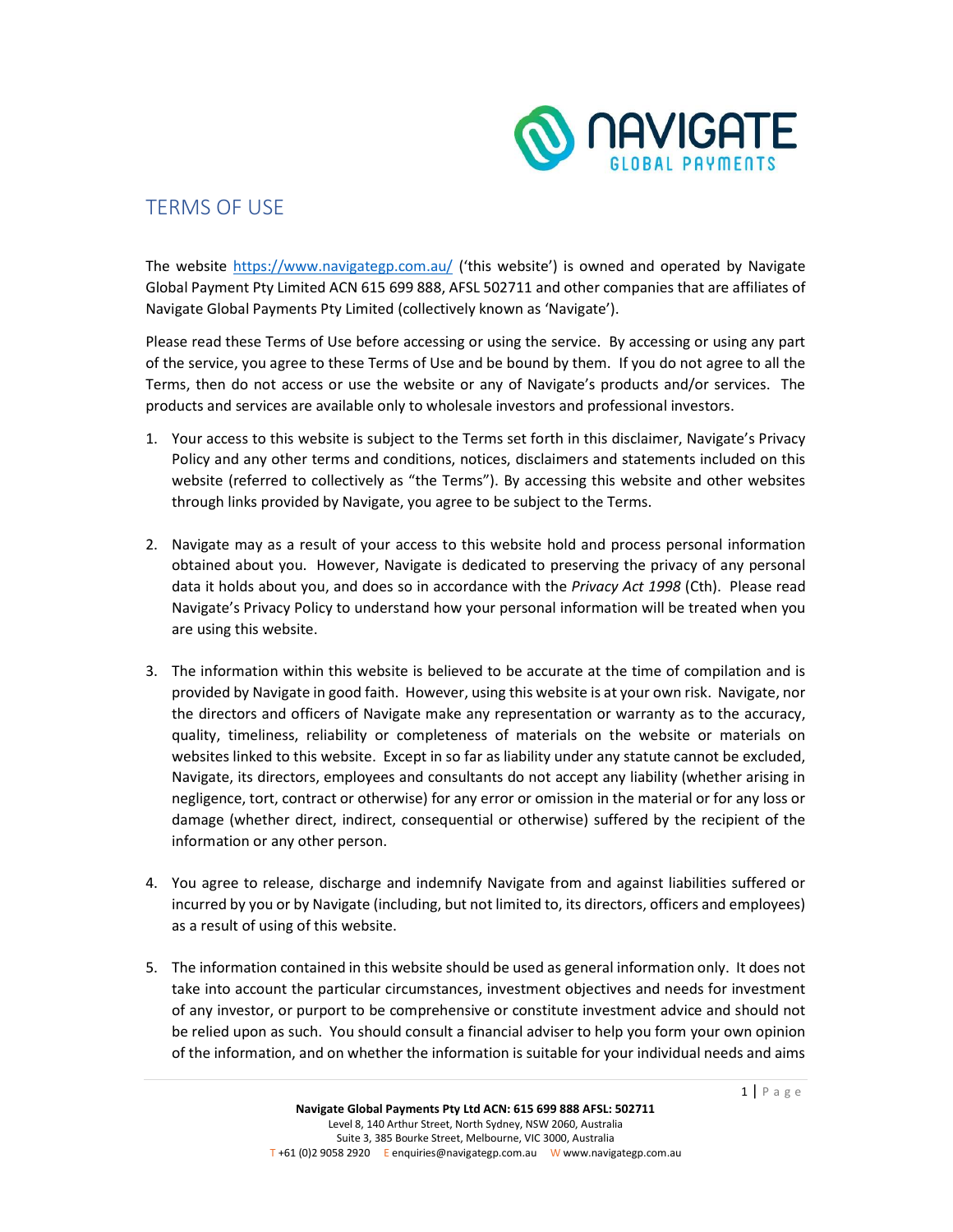# TERMS OF USE

The website https://www.navigategp.com.au/ ('this website') is owned and operated by Navigate Global Payment Pty Limited ACN 615 699 888, AFSL 502711 and other companies that are affiliates of Navigate Global Payments Pty Limited (collectively known as 'Navigate').

Please read these Terms of Use before accessing or using the service. By accessing or using any part of the service, you agree to these Terms of Use and be bound by them. If you do not agree to all the Terms, then do not access or use the website or any of Navigate's products and/or services. The products and services are available only to wholesale investors and professional investors.

1. Your access to this website is subject to the Terms set forth in this disclaimer, Navigate's Privacy Policy and any other terms and conditions, notices, disclaimers and statements included on this website (referred to collectively as "the Terms"). By accessing this website and other websites through links provided by Navigate, you agree to be subject to the Terms.

2. Navigate may as a result of your access to this website hold and process personal information obtained about you. However, Navigate is dedicated to preserving the privacy of any personal data it holds about you, and does so in accordance with the *Privacy Act 1998* (Cth). Please read Navigate's Privacy Policy to understand how your personal information will be treated when you are using this website.

3. The information within this website is believed to be accurate at the time of compilation and is provided by Navigate in good faith. However, using this website is at your own risk. Navigate, nor the directors and officers of Navigate make any representation or warranty as to the accuracy, quality, timeliness, reliability or completeness of materials on the website or materials on websites linked to this website. Except in so far as liability under any statute cannot be excluded, Navigate, its directors, employees and consultants do not accept any liability (whether arising in negligence, tort, contract or otherwise) for any error or omission in the material or for any loss or damage (whether direct, indirect, consequential or otherwise) suffered by the recipient of the information or any other person.

4. You agree to release, discharge and indemnify Navigate from and against liabilities suffered or incurred by you or by Navigate (including, but not limited to, its directors, officers and employees) as a result of using of this website.

5. The information contained in this website should be used as general information only. It does not take into account the particular circumstances, investment objectives and needs for investment of any investor, or purport to be comprehensive or constitute investment advice and should not be relied upon as such. You should consult a financial adviser to help you form your own opinion of the information, and on whether the information is suitable for your individual needs and aims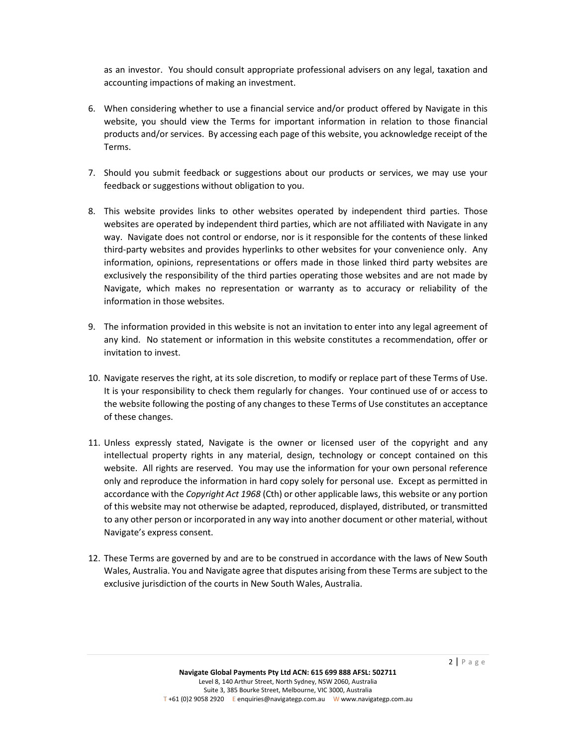as an investor. You should consult appropriate professional advisers on any legal, taxation and accounting impactions of making an investment.

6. When considering whether to use a financial service and/or product offered by Navigate in this website, you should view the Terms for important information in relation to those financial products and/or services. By accessing each page of this website, you acknowledge receipt of the Terms.

7. Should you submit feedback or suggestions about our products or services, we may use your feedback or suggestions without obligation to you.

8. This website provides links to other websites operated by independent third parties. Those websites are operated by independent third parties, which are not affiliated with Navigate in any way. Navigate does not control or endorse, nor is it responsible for the contents of these linked third-party websites and provides hyperlinks to other websites for your convenience only. Any information, opinions, representations or offers made in those linked third party websites are exclusively the responsibility of the third parties operating those websites and are not made by Navigate, which makes no representation or warranty as to accuracy or reliability of the information in those websites.

9. The information provided in this website is not an invitation to enter into any legal agreement of any kind. No statement or information in this website constitutes a recommendation, offer or invitation to invest.

10. Navigate reserves the right, at its sole discretion, to modify or replace part of these Terms of Use. It is your responsibility to check them regularly for changes. Your continued use of or access to the website following the posting of any changes to these Terms of Use constitutes an acceptance of these changes.

11. Unless expressly stated, Navigate is the owner or licensed user of the copyright and any intellectual property rights in any material, design, technology or concept contained on this website. All rights are reserved. You may use the information for your own personal reference only and reproduce the information in hard copy solely for personal use. Except as permitted in accordance with the *Copyright Act 1968* (Cth) or other applicable laws, this website or any portion of this website may not otherwise be adapted, reproduced, displayed, distributed, or transmitted to any other person or incorporated in any way into another document or other material, without Navigate's express consent.

12. These Terms are governed by and are to be construed in accordance with the laws of New South Wales, Australia. You and Navigate agree that disputes arising from these Terms are subject to the exclusive jurisdiction of the courts in New South Wales, Australia.

**Navigate Global Payments Pty Ltd ACN: 615 699 888 AFSL: 502711**
Level 8, 140 Arthur Street, North Sydney, NSW 2060, Australia
Suite 3, 385 Bourke Street, Melbourne, VIC 3000, Australia
T +61 (0)2 9058 2920 E enquiries@navigategp.com.au W www.navigategp.com.au